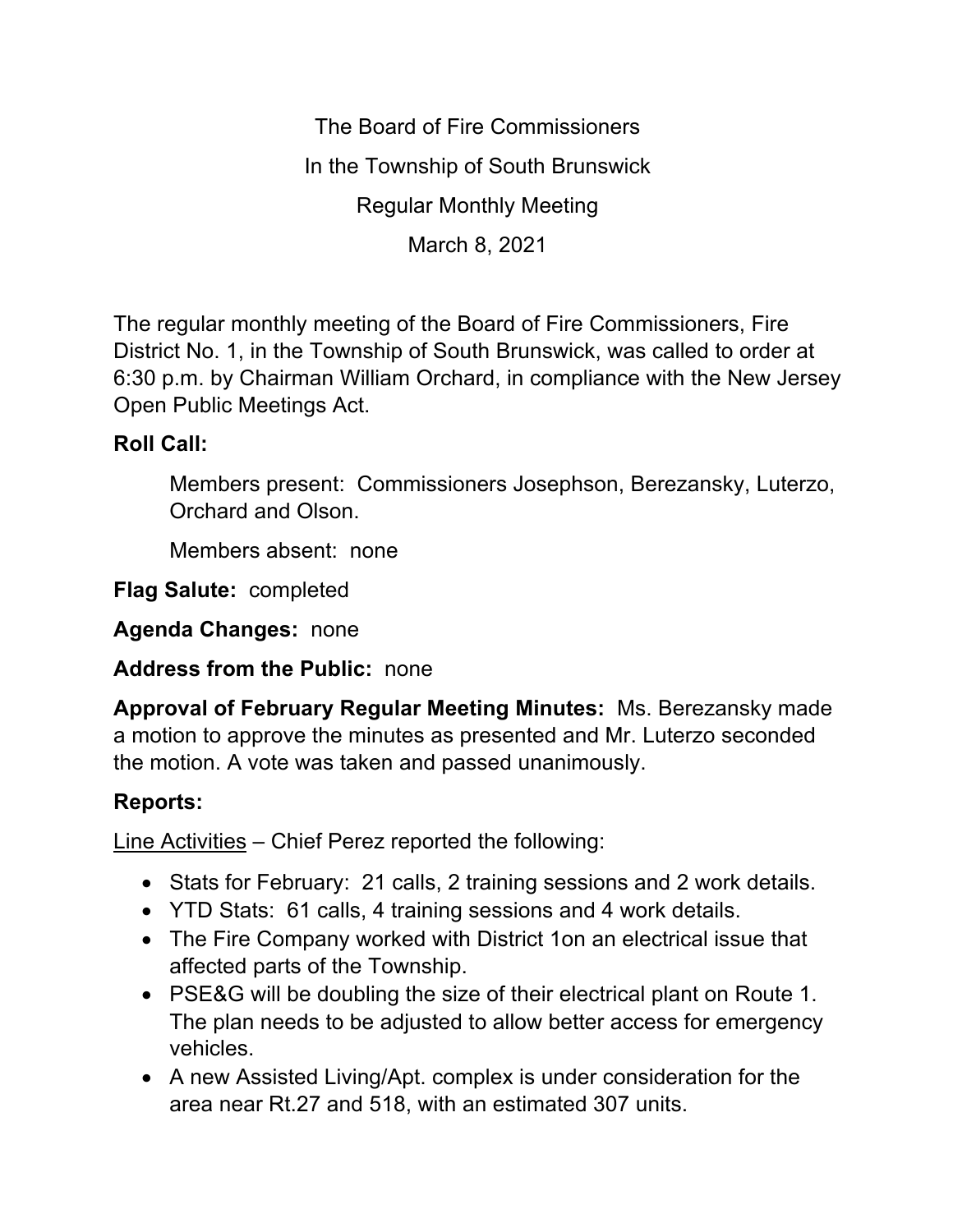The Board of Fire Commissioners

In the Township of South Brunswick

Regular Monthly Meeting

March 8, 2021

The regular monthly meeting of the Board of Fire Commissioners, Fire District No. 1, in the Township of South Brunswick, was called to order at 6:30 p.m. by Chairman William Orchard, in compliance with the New Jersey Open Public Meetings Act.

**Roll Call:**

Members present: Commissioners Josephson, Berezansky, Luterzo, Orchard and Olson.

Members absent: none

**Flag Salute:** completed

**Agenda Changes:** none

**Address from the Public:** none

**Approval of February Regular Meeting Minutes:** Ms. Berezansky made a motion to approve the minutes as presented and Mr. Luterzo seconded the motion. A vote was taken and passed unanimously.

**Reports:**

<u>Line Activities</u> – Chief Perez reported the following:

- Stats for February: 21 calls, 2 training sessions and 2 work details.
- YTD Stats: 61 calls, 4 training sessions and 4 work details.
- The Fire Company worked with District 1on an electrical issue that affected parts of the Township.
- PSE&G will be doubling the size of their electrical plant on Route 1. The plan needs to be adjusted to allow better access for emergency vehicles.
- A new Assisted Living/Apt. complex is under consideration for the area near Rt.27 and 518, with an estimated 307 units.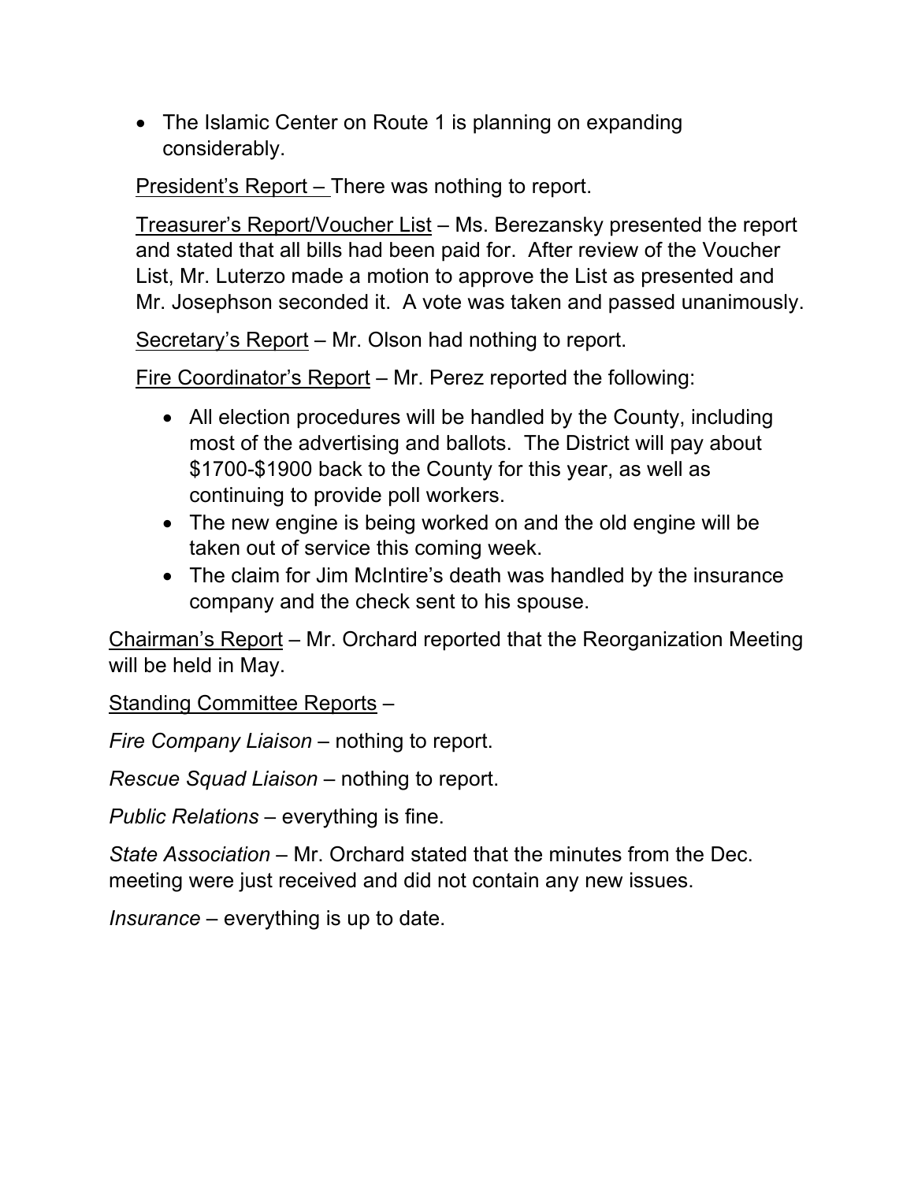- The Islamic Center on Route 1 is planning on expanding considerably.

President's Report – There was nothing to report.

Treasurer's Report/Voucher List – Ms. Berezansky presented the report and stated that all bills had been paid for. After review of the Voucher List, Mr. Luterzo made a motion to approve the List as presented and Mr. Josephson seconded it. A vote was taken and passed unanimously.

Secretary's Report – Mr. Olson had nothing to report.

Fire Coordinator's Report – Mr. Perez reported the following:

- All election procedures will be handled by the County, including most of the advertising and ballots. The District will pay about $1700-$1900 back to the County for this year, as well as continuing to provide poll workers.
- The new engine is being worked on and the old engine will be taken out of service this coming week.
- The claim for Jim McIntire's death was handled by the insurance company and the check sent to his spouse.

Chairman's Report – Mr. Orchard reported that the Reorganization Meeting will be held in May.

Standing Committee Reports –

*Fire Company Liaison* – nothing to report.

*Rescue Squad Liaison* – nothing to report.

*Public Relations* – everything is fine.

*State Association* – Mr. Orchard stated that the minutes from the Dec. meeting were just received and did not contain any new issues.

*Insurance* – everything is up to date.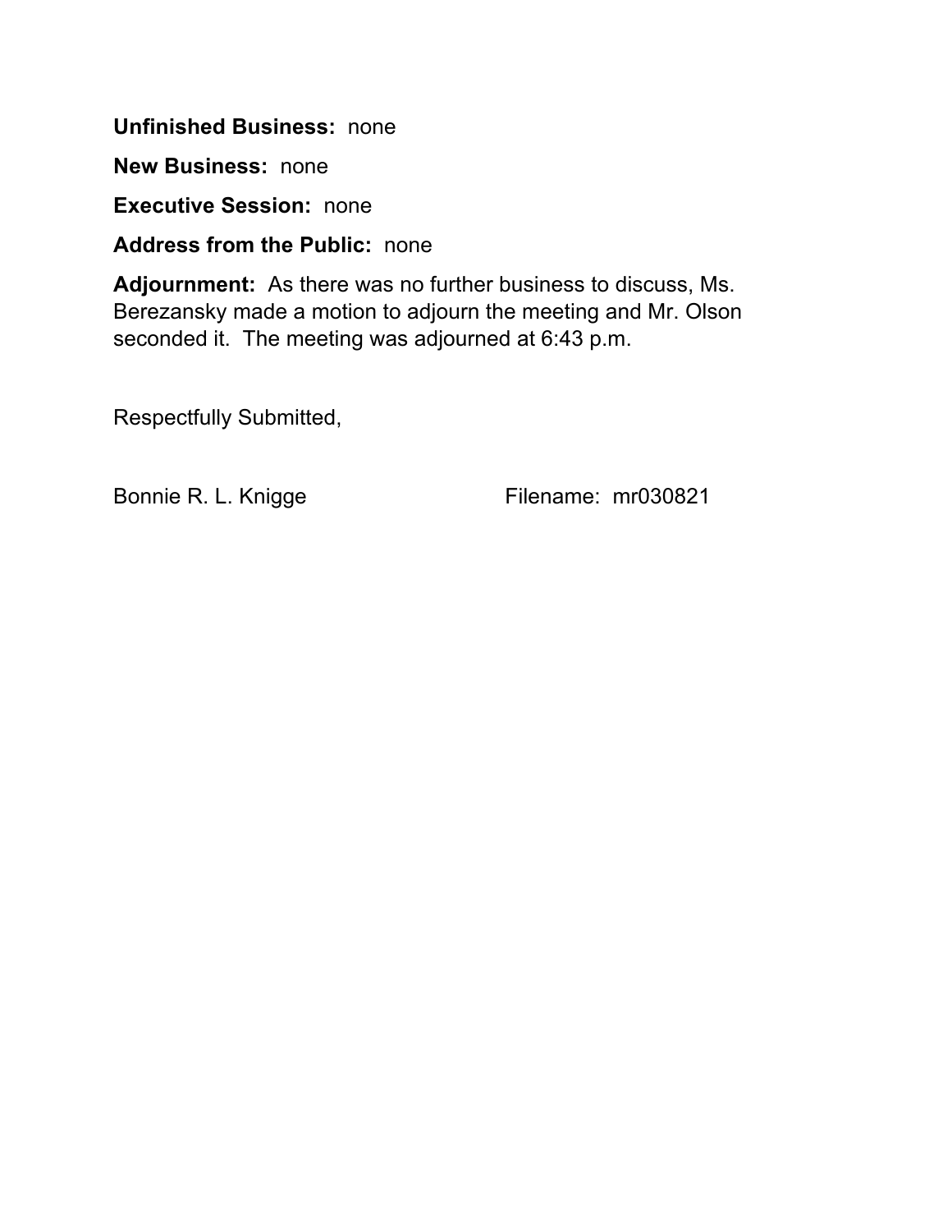**Unfinished Business:** none

**New Business:** none

**Executive Session:** none

**Address from the Public:** none

**Adjournment:** As there was no further business to discuss, Ms. Berezansky made a motion to adjourn the meeting and Mr. Olson seconded it. The meeting was adjourned at 6:43 p.m.

Respectfully Submitted,

Bonnie R. L. Knigge Filename: mr030821